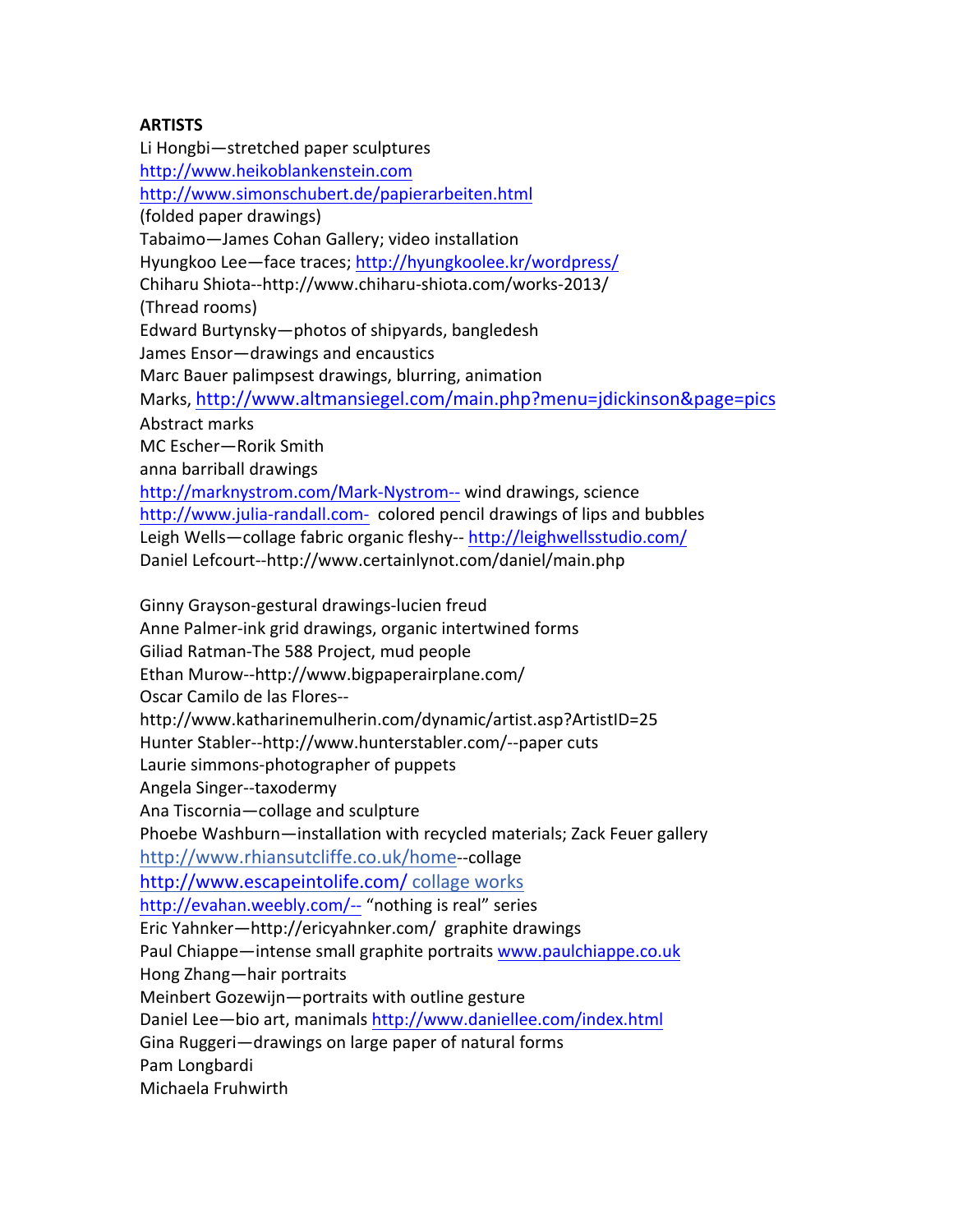**ARTISTS**

Li Hongbi—stretched paper sculptures
http://www.heikoblankenstein.com
http://www.simonschubert.de/papierarbeiten.html
(folded paper drawings)
Tabaimo—James Cohan Gallery; video installation
Hyungkoo Lee—face traces; http://hyungkoolee.kr/wordpress/
Chiharu Shiota--http://www.chiharu-shiota.com/works-2013/
(Thread rooms)
Edward Burtynsky—photos of shipyards, bangledesh
James Ensor—drawings and encaustics
Marc Bauer palimpsest drawings, blurring, animation
Marks, http://www.altmansiegel.com/main.php?menu=jdickinson&page=pics
Abstract marks
MC Escher—Rorik Smith
anna barriball drawings
http://marknystrom.com/Mark-Nystrom-- wind drawings, science
http://www.julia-randall.com- colored pencil drawings of lips and bubbles
Leigh Wells—collage fabric organic fleshy-- http://leighwellsstudio.com/
Daniel Lefcourt--http://www.certainlynot.com/daniel/main.php

Ginny Grayson-gestural drawings-lucien freud
Anne Palmer-ink grid drawings, organic intertwined forms
Giliad Ratman-The 588 Project, mud people
Ethan Murow--http://www.bigpaperairplane.com/
Oscar Camilo de las Flores--
http://www.katharinemulherin.com/dynamic/artist.asp?ArtistID=25
Hunter Stabler--http://www.hunterstabler.com/--paper cuts
Laurie simmons-photographer of puppets
Angela Singer--taxodermy
Ana Tiscornia—collage and sculpture
Phoebe Washburn—installation with recycled materials; Zack Feuer gallery
http://www.rhiansutcliffe.co.uk/home--collage
http://www.escapeintolife.com/ collage works
http://evahan.weebly.com/-- "nothing is real" series
Eric Yahnker—http://ericyahnker.com/ graphite drawings
Paul Chiappe—intense small graphite portraits www.paulchiappe.co.uk
Hong Zhang—hair portraits
Meinbert Gozewijn—portraits with outline gesture
Daniel Lee—bio art, manimals http://www.daniellee.com/index.html
Gina Ruggeri—drawings on large paper of natural forms
Pam Longbardi
Michaela Fruhwirth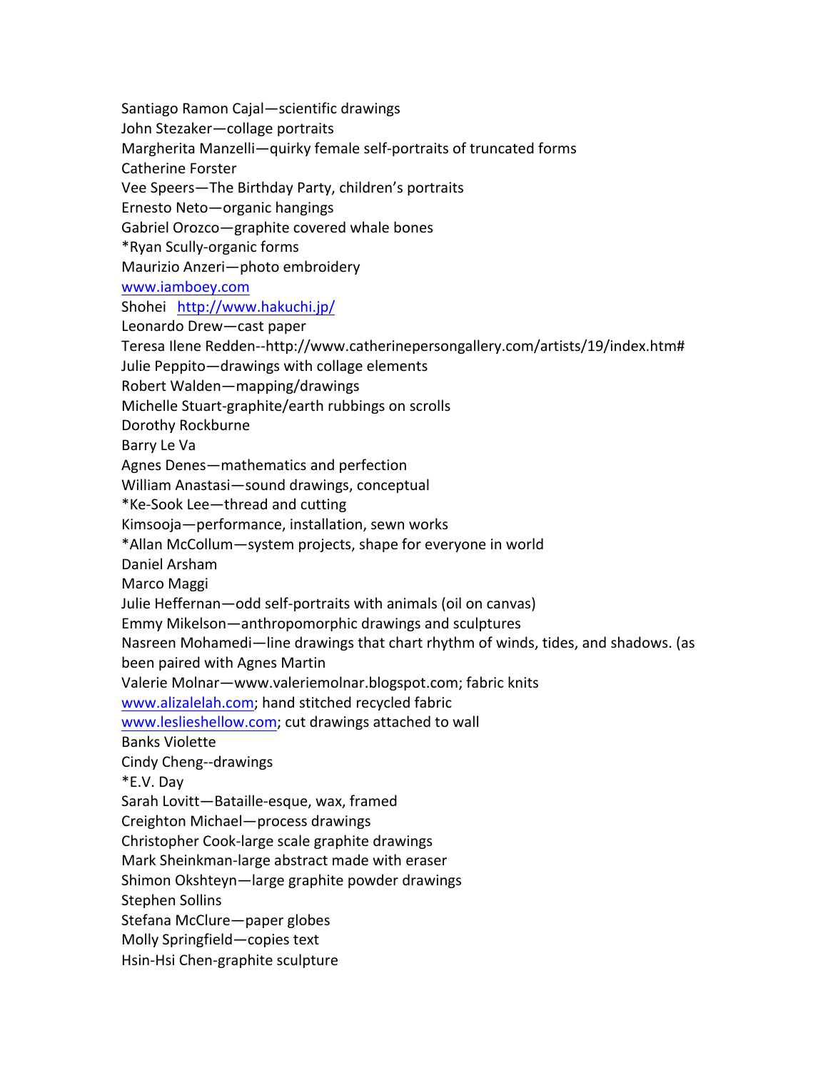Santiago Ramon Cajal—scientific drawings
John Stezaker—collage portraits
Margherita Manzelli—quirky female self-portraits of truncated forms
Catherine Forster
Vee Speers—The Birthday Party, children's portraits
Ernesto Neto—organic hangings
Gabriel Orozco—graphite covered whale bones
*Ryan Scully-organic forms
Maurizio Anzeri—photo embroidery
www.iamboey.com
Shohei http://www.hakuchi.jp/
Leonardo Drew—cast paper
Teresa Ilene Redden--http://www.catherinepersongallery.com/artists/19/index.htm#
Julie Peppito—drawings with collage elements
Robert Walden—mapping/drawings
Michelle Stuart-graphite/earth rubbings on scrolls
Dorothy Rockburne
Barry Le Va
Agnes Denes—mathematics and perfection
William Anastasi—sound drawings, conceptual
*Ke-Sook Lee—thread and cutting
Kimsooja—performance, installation, sewn works
*Allan McCollum—system projects, shape for everyone in world
Daniel Arsham
Marco Maggi
Julie Heffernan—odd self-portraits with animals (oil on canvas)
Emmy Mikelson—anthropomorphic drawings and sculptures
Nasreen Mohamedi—line drawings that chart rhythm of winds, tides, and shadows. (as been paired with Agnes Martin
Valerie Molnar—www.valeriemolnar.blogspot.com; fabric knits
www.alizalelah.com; hand stitched recycled fabric
www.leslieshellow.com; cut drawings attached to wall
Banks Violette
Cindy Cheng--drawings
*E.V. Day
Sarah Lovitt—Bataille-esque, wax, framed
Creighton Michael—process drawings
Christopher Cook-large scale graphite drawings
Mark Sheinkman-large abstract made with eraser
Shimon Okshteyn—large graphite powder drawings
Stephen Sollins
Stefana McClure—paper globes
Molly Springfield—copies text
Hsin-Hsi Chen-graphite sculpture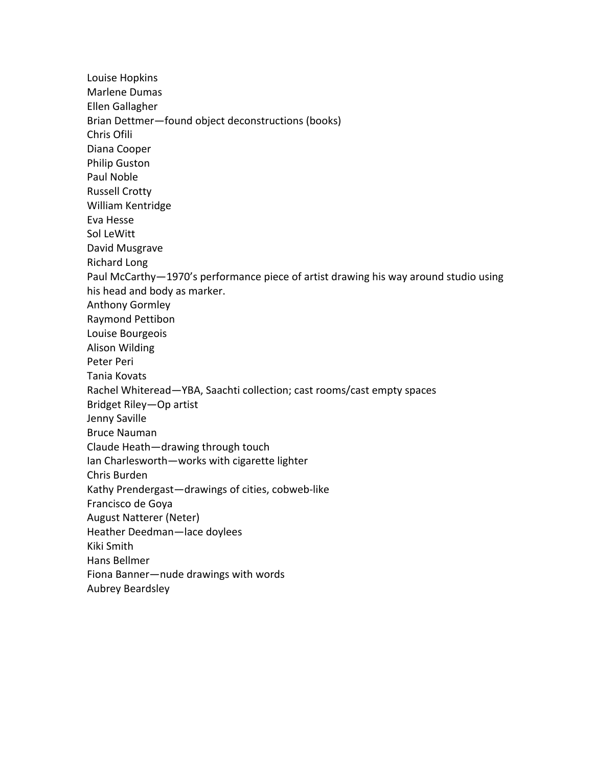Louise Hopkins
Marlene Dumas
Ellen Gallagher
Brian Dettmer—found object deconstructions (books)
Chris Ofili
Diana Cooper
Philip Guston
Paul Noble
Russell Crotty
William Kentridge
Eva Hesse
Sol LeWitt
David Musgrave
Richard Long
Paul McCarthy—1970's performance piece of artist drawing his way around studio using his head and body as marker.
Anthony Gormley
Raymond Pettibon
Louise Bourgeois
Alison Wilding
Peter Peri
Tania Kovats
Rachel Whiteread—YBA, Saachti collection; cast rooms/cast empty spaces
Bridget Riley—Op artist
Jenny Saville
Bruce Nauman
Claude Heath—drawing through touch
Ian Charlesworth—works with cigarette lighter
Chris Burden
Kathy Prendergast—drawings of cities, cobweb-like
Francisco de Goya
August Natterer (Neter)
Heather Deedman—lace doylees
Kiki Smith
Hans Bellmer
Fiona Banner—nude drawings with words
Aubrey Beardsley